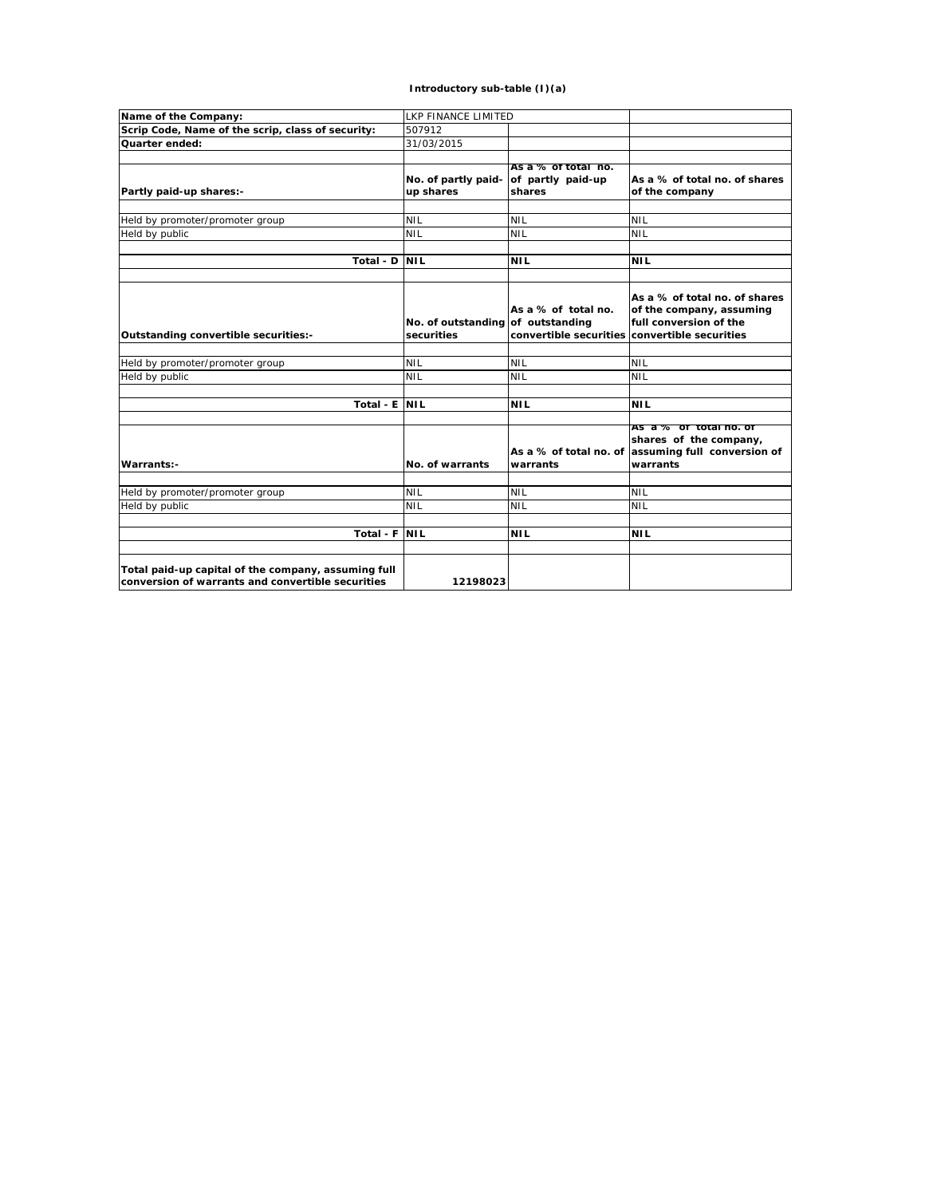**Introductory sub-table (I)(a)**

| Name of the Company: | LKP FINANCE LIMITED | | |
|---|---|---|---|
| Scrip Code, Name of the scrip, class of security: | 507912 | | |
| Quarter ended: | 31/03/2015 | | |
| | | | |
| **Partly paid-up shares:-** | **No. of partly paid-up shares** | **As a % of total no. of partly paid-up shares** | **As a % of total no. of shares of the company** |
| | | | |
| Held by promoter/promoter group | NIL | NIL | NIL |
| Held by public | NIL | NIL | NIL |
| | | | |
| **Total - D** | **NIL** | **NIL** | **NIL** |
| | | | |
| **Outstanding convertible securities:-** | **No. of outstanding securities** | **As a % of total no. of outstanding convertible securities** | **As a % of total no. of shares of the company, assuming full conversion of the convertible securities** |
| | | | |
| Held by promoter/promoter group | NIL | NIL | NIL |
| Held by public | NIL | NIL | NIL |
| | | | |
| **Total - E** | **NIL** | **NIL** | **NIL** |
| | | | |
| **Warrants:-** | **No. of warrants** | **As a % of total no. of warrants** | **As a % of total no. of shares of the company, assuming full conversion of warrants** |
| | | | |
| Held by promoter/promoter group | NIL | NIL | NIL |
| Held by public | NIL | NIL | NIL |
| | | | |
| **Total - F** | **NIL** | **NIL** | **NIL** |
| | | | |
| **Total paid-up capital of the company, assuming full conversion of warrants and convertible securities** | **12198023** | | |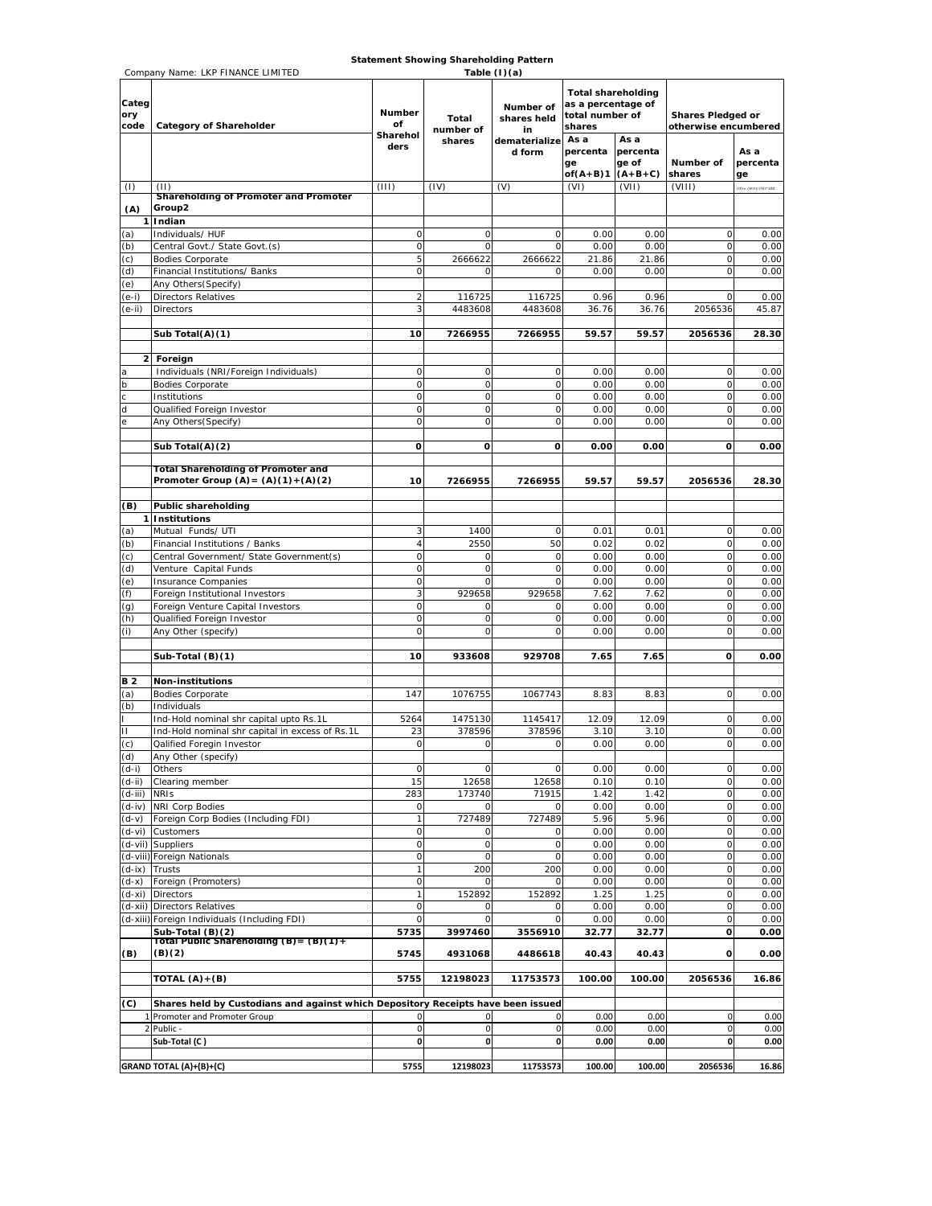**Statement Showing Shareholding Pattern**

Company Name: LKP FINANCE LIMITED

**Table (I)(a)**

| Category code | Category of Shareholder | Number of Shareholders | Total number of shares | Number of shares held in dematerialized form | Total shareholding as a percentage of total number of shares | | Shares Pledged or otherwise encumbered | |
|---|---|---|---|---|---|---|---|---|
| | | | | | As a percentage of(A+B)1 | As a percentage of (A+B+C) | Number of shares | As a percentage |
| (I) | (II) | (III) | (IV) | (V) | (VI) | (VII) | (VIII) | (IX)= (VIII)/(IV)*100 |
| **(A)** | **Shareholding of Promoter and Promoter Group2** | | | | | | | |
| 1 | **Indian** | | | | | | | |
| (a) | Individuals/ HUF | 0 | 0 | 0 | 0.00 | 0.00 | 0 | 0.00 |
| (b) | Central Govt./ State Govt.(s) | 0 | 0 | 0 | 0.00 | 0.00 | 0 | 0.00 |
| (c) | Bodies Corporate | 5 | 2666622 | 2666622 | 21.86 | 21.86 | 0 | 0.00 |
| (d) | Financial Institutions/ Banks | 0 | 0 | 0 | 0.00 | 0.00 | 0 | 0.00 |
| (e) | Any Others(Specify) | | | | | | | |
| (e-i) | Directors Relatives | 2 | 116725 | 116725 | 0.96 | 0.96 | 0 | 0.00 |
| (e-ii) | Directors | 3 | 4483608 | 4483608 | 36.76 | 36.76 | 2056536 | 45.87 |
| | **Sub Total(A)(1)** | **10** | **7266955** | **7266955** | **59.57** | **59.57** | **2056536** | **28.30** |
| 2 | **Foreign** | | | | | | | |
| a | Individuals (NRI/Foreign Individuals) | 0 | 0 | 0 | 0.00 | 0.00 | 0 | 0.00 |
| b | Bodies Corporate | 0 | 0 | 0 | 0.00 | 0.00 | 0 | 0.00 |
| c | Institutions | 0 | 0 | 0 | 0.00 | 0.00 | 0 | 0.00 |
| d | Qualified Foreign Investor | 0 | 0 | 0 | 0.00 | 0.00 | 0 | 0.00 |
| e | Any Others(Specify) | 0 | 0 | 0 | 0.00 | 0.00 | 0 | 0.00 |
| | **Sub Total(A)(2)** | **0** | **0** | **0** | **0.00** | **0.00** | **0** | **0.00** |
| | **Total Shareholding of Promoter and Promoter Group (A)= (A)(1)+(A)(2)** | **10** | **7266955** | **7266955** | **59.57** | **59.57** | **2056536** | **28.30** |
| **(B)** | **Public shareholding** | | | | | | | |
| 1 | **Institutions** | | | | | | | |
| (a) | Mutual Funds/ UTI | 3 | 1400 | 0 | 0.01 | 0.01 | 0 | 0.00 |
| (b) | Financial Institutions / Banks | 4 | 2550 | 50 | 0.02 | 0.02 | 0 | 0.00 |
| (c) | Central Government/ State Government(s) | 0 | 0 | 0 | 0.00 | 0.00 | 0 | 0.00 |
| (d) | Venture Capital Funds | 0 | 0 | 0 | 0.00 | 0.00 | 0 | 0.00 |
| (e) | Insurance Companies | 0 | 0 | 0 | 0.00 | 0.00 | 0 | 0.00 |
| (f) | Foreign Institutional Investors | 3 | 929658 | 929658 | 7.62 | 7.62 | 0 | 0.00 |
| (g) | Foreign Venture Capital Investors | 0 | 0 | 0 | 0.00 | 0.00 | 0 | 0.00 |
| (h) | Qualified Foreign Investor | 0 | 0 | 0 | 0.00 | 0.00 | 0 | 0.00 |
| (i) | Any Other (specify) | 0 | 0 | 0 | 0.00 | 0.00 | 0 | 0.00 |
| | **Sub-Total (B)(1)** | **10** | **933608** | **929708** | **7.65** | **7.65** | **0** | **0.00** |
| **B 2** | **Non-institutions** | | | | | | | |
| (a) | Bodies Corporate | 147 | 1076755 | 1067743 | 8.83 | 8.83 | 0 | 0.00 |
| (b) | Individuals | | | | | | | |
| I | Ind-Hold nominal shr capital upto Rs.1L | 5264 | 1475130 | 1145417 | 12.09 | 12.09 | 0 | 0.00 |
| II | Ind-Hold nominal shr capital in excess of Rs.1L | 23 | 378596 | 378596 | 3.10 | 3.10 | 0 | 0.00 |
| (c) | Qalified Foregin Investor | 0 | 0 | 0 | 0.00 | 0.00 | 0 | 0.00 |
| (d) | Any Other (specify) | | | | | | | |
| (d-i) | Others | 0 | 0 | 0 | 0.00 | 0.00 | 0 | 0.00 |
| (d-ii) | Clearing member | 15 | 12658 | 12658 | 0.10 | 0.10 | 0 | 0.00 |
| (d-iii) | NRIs | 283 | 173740 | 71915 | 1.42 | 1.42 | 0 | 0.00 |
| (d-iv) | NRI Corp Bodies | 0 | 0 | 0 | 0.00 | 0.00 | 0 | 0.00 |
| (d-v) | Foreign Corp Bodies (Including FDI) | 1 | 727489 | 727489 | 5.96 | 5.96 | 0 | 0.00 |
| (d-vi) | Customers | 0 | 0 | 0 | 0.00 | 0.00 | 0 | 0.00 |
| (d-vii) | Suppliers | 0 | 0 | 0 | 0.00 | 0.00 | 0 | 0.00 |
| (d-viii) | Foreign Nationals | 0 | 0 | 0 | 0.00 | 0.00 | 0 | 0.00 |
| (d-ix) | Trusts | 1 | 200 | 200 | 0.00 | 0.00 | 0 | 0.00 |
| (d-x) | Foreign (Promoters) | 0 | 0 | 0 | 0.00 | 0.00 | 0 | 0.00 |
| (d-xi) | Directors | 1 | 152892 | 152892 | 1.25 | 1.25 | 0 | 0.00 |
| (d-xii) | Directors Relatives | 0 | 0 | 0 | 0.00 | 0.00 | 0 | 0.00 |
| (d-xiii) | Foreign Individuals (Including FDI) | 0 | 0 | 0 | 0.00 | 0.00 | 0 | 0.00 |
| | **Sub-Total (B)(2)** | **5735** | **3997460** | **3556910** | **32.77** | **32.77** | **0** | **0.00** |
| **(B)** | **Total Public Shareholding (B)= (B)(1)+(B)(2)** | **5745** | **4931068** | **4486618** | **40.43** | **40.43** | **0** | **0.00** |
| | **TOTAL (A)+(B)** | **5755** | **12198023** | **11753573** | **100.00** | **100.00** | **2056536** | **16.86** |
| **(C)** | **Shares held by Custodians and against which Depository Receipts have been issued** | | | | | | | |
| 1 | Promoter and Promoter Group | 0 | 0 | 0 | 0.00 | 0.00 | 0 | 0.00 |
| 2 | Public - | 0 | 0 | 0 | 0.00 | 0.00 | 0 | 0.00 |
| | **Sub-Total (C )** | **0** | **0** | **0** | **0.00** | **0.00** | **0** | **0.00** |
| | **GRAND TOTAL (A)+(B)+(C)** | **5755** | **12198023** | **11753573** | **100.00** | **100.00** | **2056536** | **16.86** |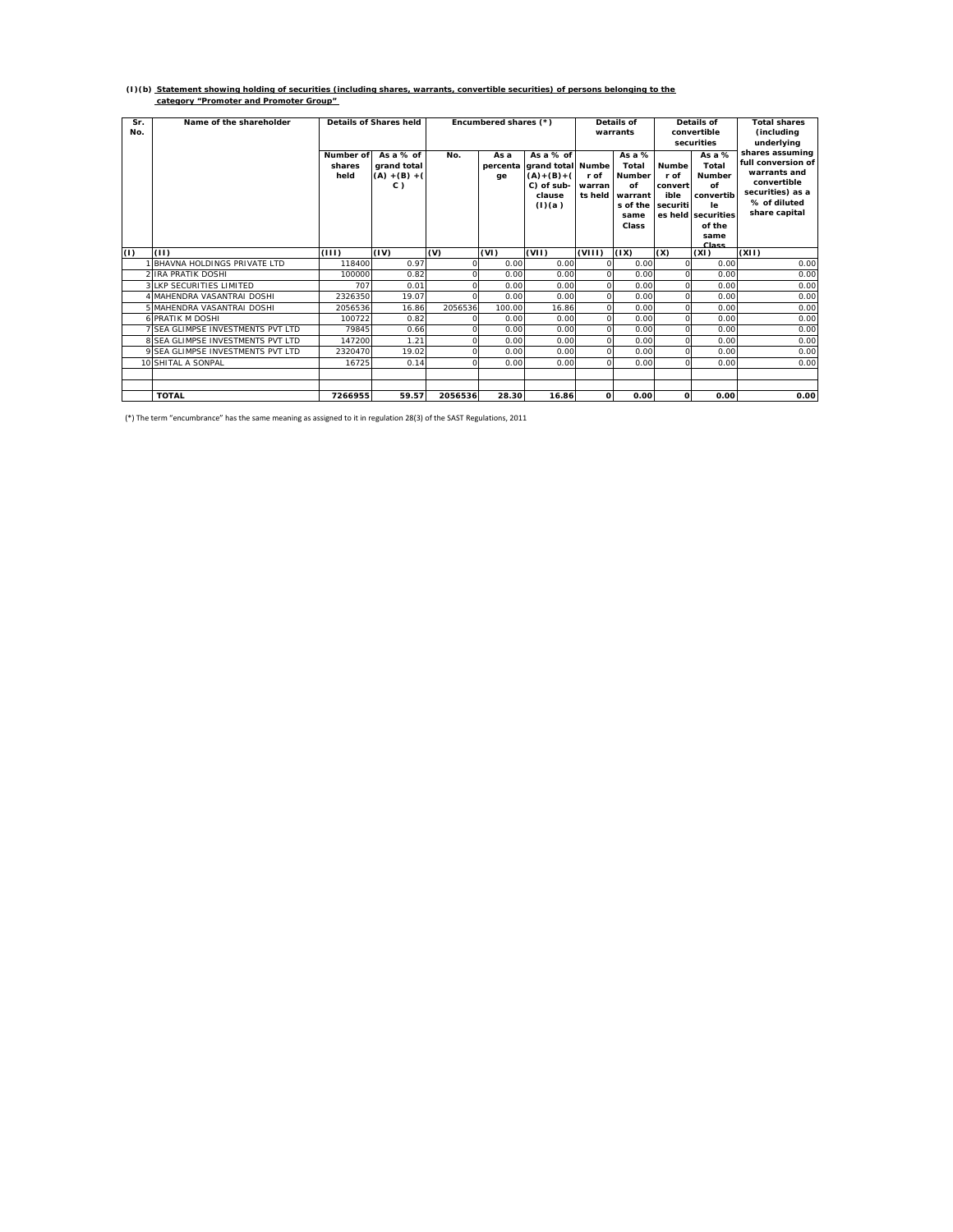**(I)(b) Statement showing holding of securities (including shares, warrants, convertible securities) of persons belonging to the category "Promoter and Promoter Group"**

| Sr. No. | Name of the shareholder | Details of Shares held | | Encumbered shares (*) | | | Details of warrants | | Details of convertible securities | | Total shares (including underlying shares assuming full conversion of warrants and convertible securities) as a % of diluted share capital |
|---|---|---|---|---|---|---|---|---|---|---|---|
| | | Number of shares held | As a % of grand total (A) +(B) +( C ) | No. | As a percentage | As a % of grand total (A)+(B)+( C) of sub-clause (I)(a ) | Number of warrants held | As a % Total Number of warrants of the same Class | Number of convertible securities held | As a % Total Number of convertible securities of the same Class | |
| (I) | (II) | (III) | (IV) | (V) | (VI) | (VII) | (VIII) | (IX) | (X) | (XI) | (XII) |
| 1 | BHAVNA HOLDINGS PRIVATE LTD | 118400 | 0.97 | 0 | 0.00 | 0.00 | 0 | 0.00 | 0 | 0.00 | 0.00 |
| 2 | IRA PRATIK DOSHI | 100000 | 0.82 | 0 | 0.00 | 0.00 | 0 | 0.00 | 0 | 0.00 | 0.00 |
| 3 | LKP SECURITIES LIMITED | 707 | 0.01 | 0 | 0.00 | 0.00 | 0 | 0.00 | 0 | 0.00 | 0.00 |
| 4 | MAHENDRA VASANTRAI DOSHI | 2326350 | 19.07 | 0 | 0.00 | 0.00 | 0 | 0.00 | 0 | 0.00 | 0.00 |
| 5 | MAHENDRA VASANTRAI DOSHI | 2056536 | 16.86 | 2056536 | 100.00 | 16.86 | 0 | 0.00 | 0 | 0.00 | 0.00 |
| 6 | PRATIK M DOSHI | 100722 | 0.82 | 0 | 0.00 | 0.00 | 0 | 0.00 | 0 | 0.00 | 0.00 |
| 7 | SEA GLIMPSE INVESTMENTS PVT LTD | 79845 | 0.66 | 0 | 0.00 | 0.00 | 0 | 0.00 | 0 | 0.00 | 0.00 |
| 8 | SEA GLIMPSE INVESTMENTS PVT LTD | 147200 | 1.21 | 0 | 0.00 | 0.00 | 0 | 0.00 | 0 | 0.00 | 0.00 |
| 9 | SEA GLIMPSE INVESTMENTS PVT LTD | 2320470 | 19.02 | 0 | 0.00 | 0.00 | 0 | 0.00 | 0 | 0.00 | 0.00 |
| 10 | SHITAL A SONPAL | 16725 | 0.14 | 0 | 0.00 | 0.00 | 0 | 0.00 | 0 | 0.00 | 0.00 |
| | | | | | | | | | | | |
| | | | | | | | | | | | |
| | **TOTAL** | **7266955** | **59.57** | **2056536** | **28.30** | **16.86** | **0** | **0.00** | **0** | **0.00** | **0.00** |

(*) The term "encumbrance" has the same meaning as assigned to it in regulation 28(3) of the SAST Regulations, 2011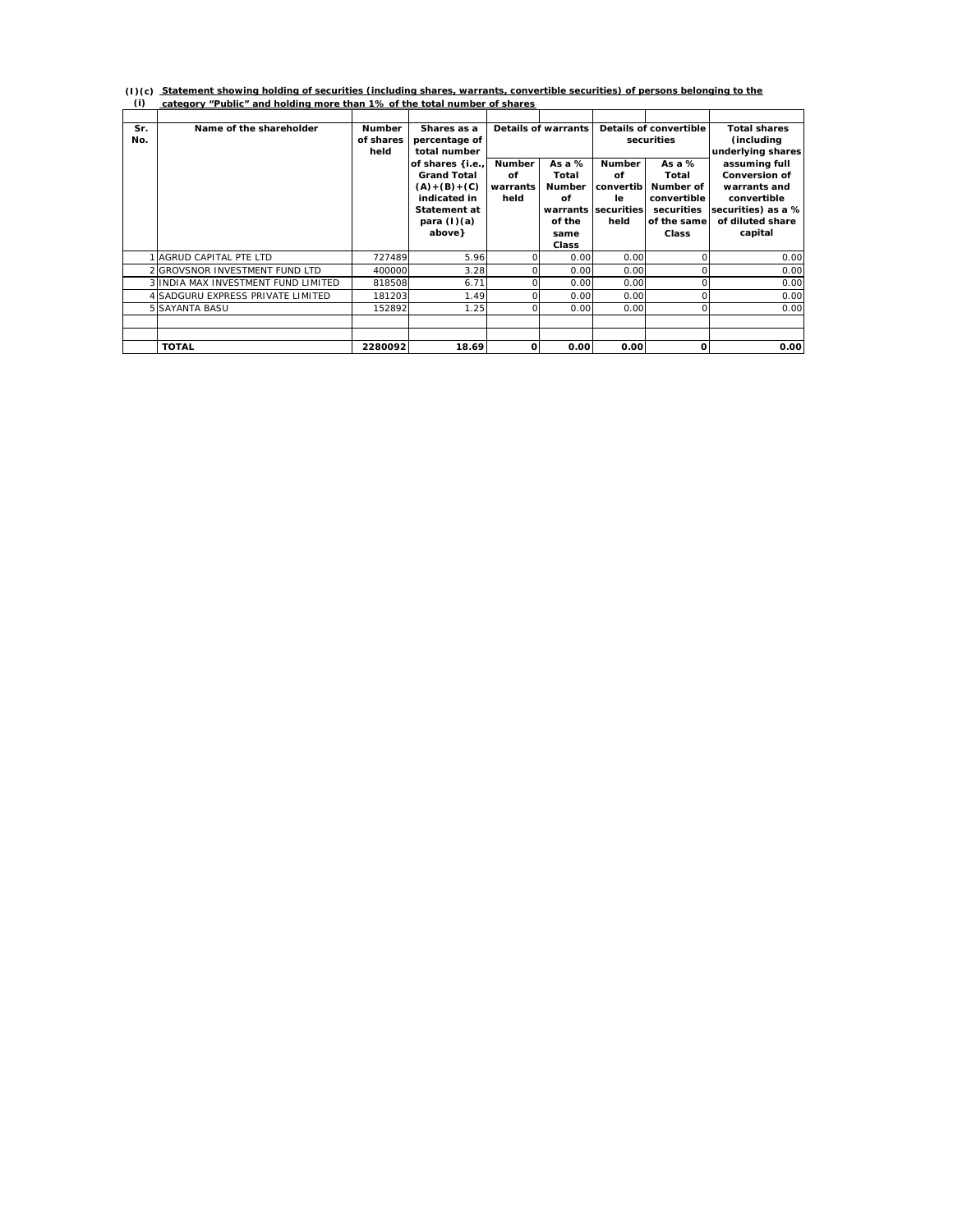**(I)(c)(i) Statement showing holding of securities (including shares, warrants, convertible securities) of persons belonging to the category "Public" and holding more than 1% of the total number of shares**

| Sr. No. | Name of the shareholder | Number of shares held | Shares as a percentage of total number of shares {i.e., Grand Total (A)+(B)+(C) indicated in Statement at para (I)(a) above} | Details of warrants | | Details of convertible securities | | Total shares (including underlying shares assuming full Conversion of warrants and convertible securities) as a % of diluted share capital |
|---|---|---|---|---|---|---|---|---|
| | | | | Number of warrants held | As a % Total Number of warrants of the same Class | Number of convertible securities held | As a % Total Number of convertible securities of the same Class | |
| 1 | AGRUD CAPITAL PTE LTD | 727489 | 5.96 | 0 | 0.00 | 0.00 | 0 | 0.00 |
| 2 | GROVSNOR INVESTMENT FUND LTD | 400000 | 3.28 | 0 | 0.00 | 0.00 | 0 | 0.00 |
| 3 | INDIA MAX INVESTMENT FUND LIMITED | 818508 | 6.71 | 0 | 0.00 | 0.00 | 0 | 0.00 |
| 4 | SADGURU EXPRESS PRIVATE LIMITED | 181203 | 1.49 | 0 | 0.00 | 0.00 | 0 | 0.00 |
| 5 | SAYANTA BASU | 152892 | 1.25 | 0 | 0.00 | 0.00 | 0 | 0.00 |
| | | | | | | | | |
| | | | | | | | | |
| | **TOTAL** | **2280092** | **18.69** | **0** | **0.00** | **0.00** | **0** | **0.00** |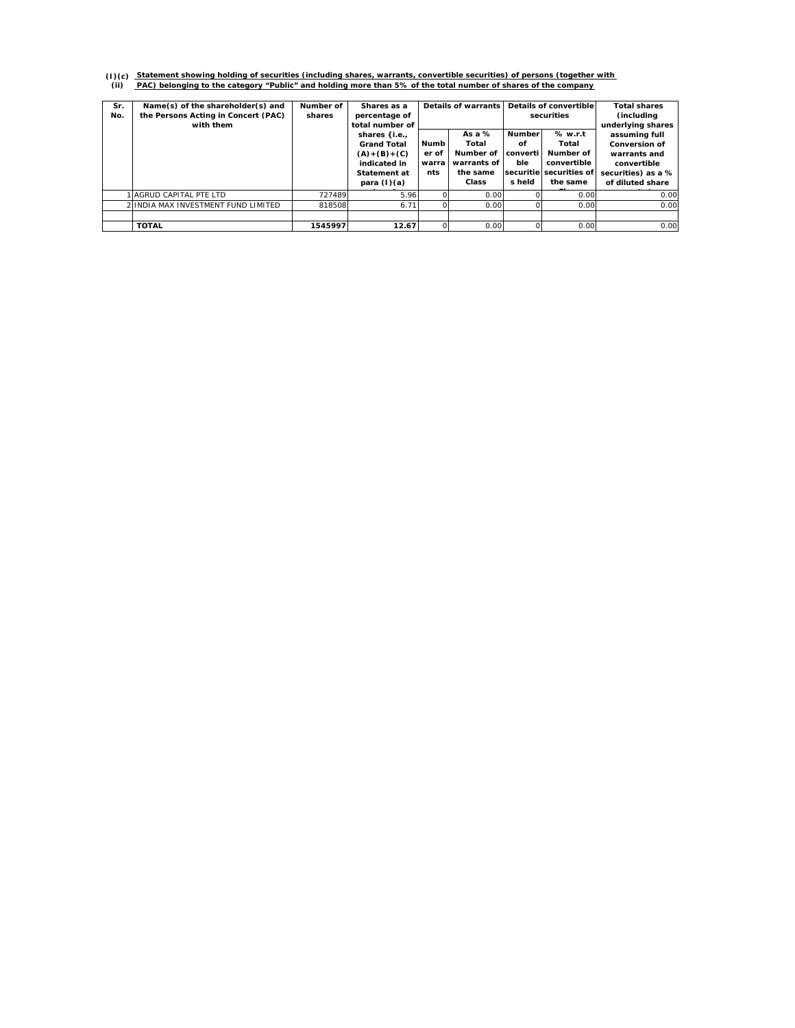**(I)(c)(ii) Statement showing holding of securities (including shares, warrants, convertible securities) of persons (together with PAC) belonging to the category "Public" and holding more than 5% of the total number of shares of the company**

| Sr. No. | Name(s) of the shareholder(s) and the Persons Acting in Concert (PAC) with them | Number of shares | Shares as a percentage of total number of shares {i.e., Grand Total (A)+(B)+(C) indicated in Statement at para (I)(a) | Details of warrants | | Details of convertible securities | | Total shares (including underlying shares assuming full Conversion of warrants and convertible securities) as a % of diluted share |
|---|---|---|---|---|---|---|---|---|
| | | | | Number of warrants | As a % Total Number of warrants of the same Class | Number of convertible securities held | % w.r.t Total Number of convertible securities of the same | |
| 1 | AGRUD CAPITAL PTE LTD | 727489 | 5.96 | 0 | 0.00 | 0 | 0.00 | 0.00 |
| 2 | INDIA MAX INVESTMENT FUND LIMITED | 818508 | 6.71 | 0 | 0.00 | 0 | 0.00 | 0.00 |
| | | | | | | | | |
| | **TOTAL** | **1545997** | **12.67** | 0 | 0.00 | 0 | 0.00 | 0.00 |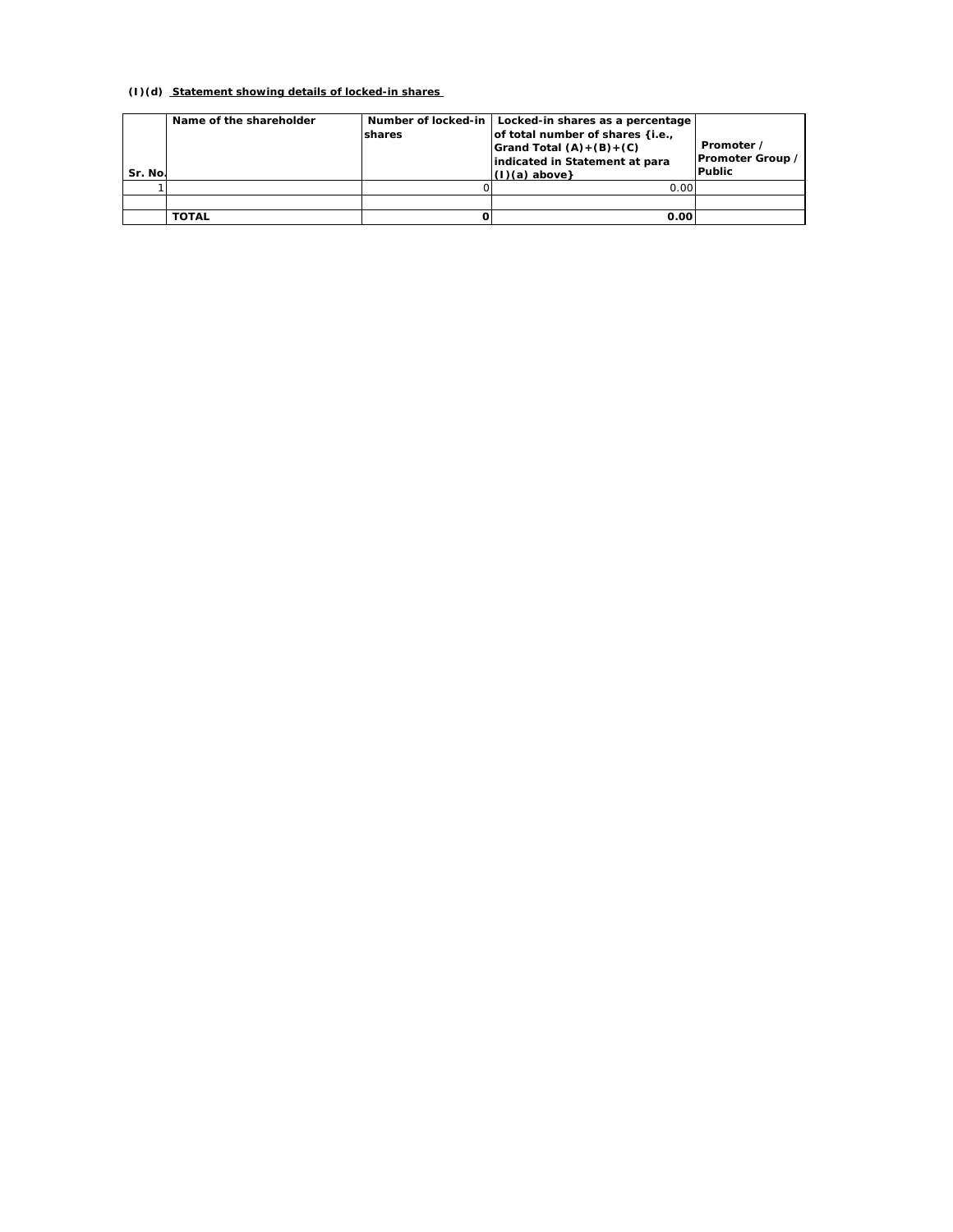**(I)(d) Statement showing details of locked-in shares**

| Sr. No. | Name of the shareholder | Number of locked-in shares | Locked-in shares as a percentage of total number of shares {i.e., Grand Total (A)+(B)+(C) indicated in Statement at para (I)(a) above} | Promoter / Promoter Group / Public |
|---|---|---|---|---|
| 1 | | 0 | 0.00 | |
| | | | | |
| | **TOTAL** | **0** | **0.00** | |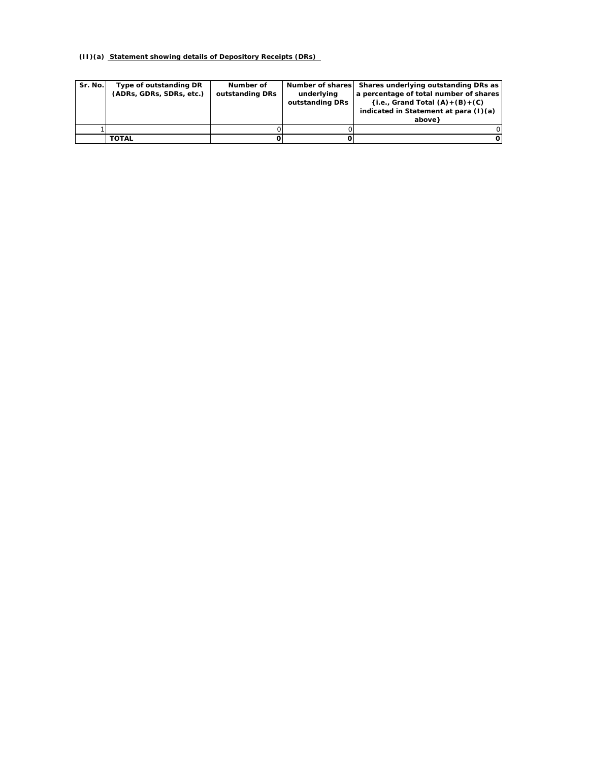**(II)(a) Statement showing details of Depository Receipts (DRs)**

| Sr. No. | Type of outstanding DR (ADRs, GDRs, SDRs, etc.) | Number of outstanding DRs | Number of shares underlying outstanding DRs | Shares underlying outstanding DRs as a percentage of total number of shares {i.e., Grand Total (A)+(B)+(C) indicated in Statement at para (I)(a) above} |
|---|---|---|---|---|
| 1 | | 0 | 0 | 0 |
| | **TOTAL** | **0** | **0** | **0** |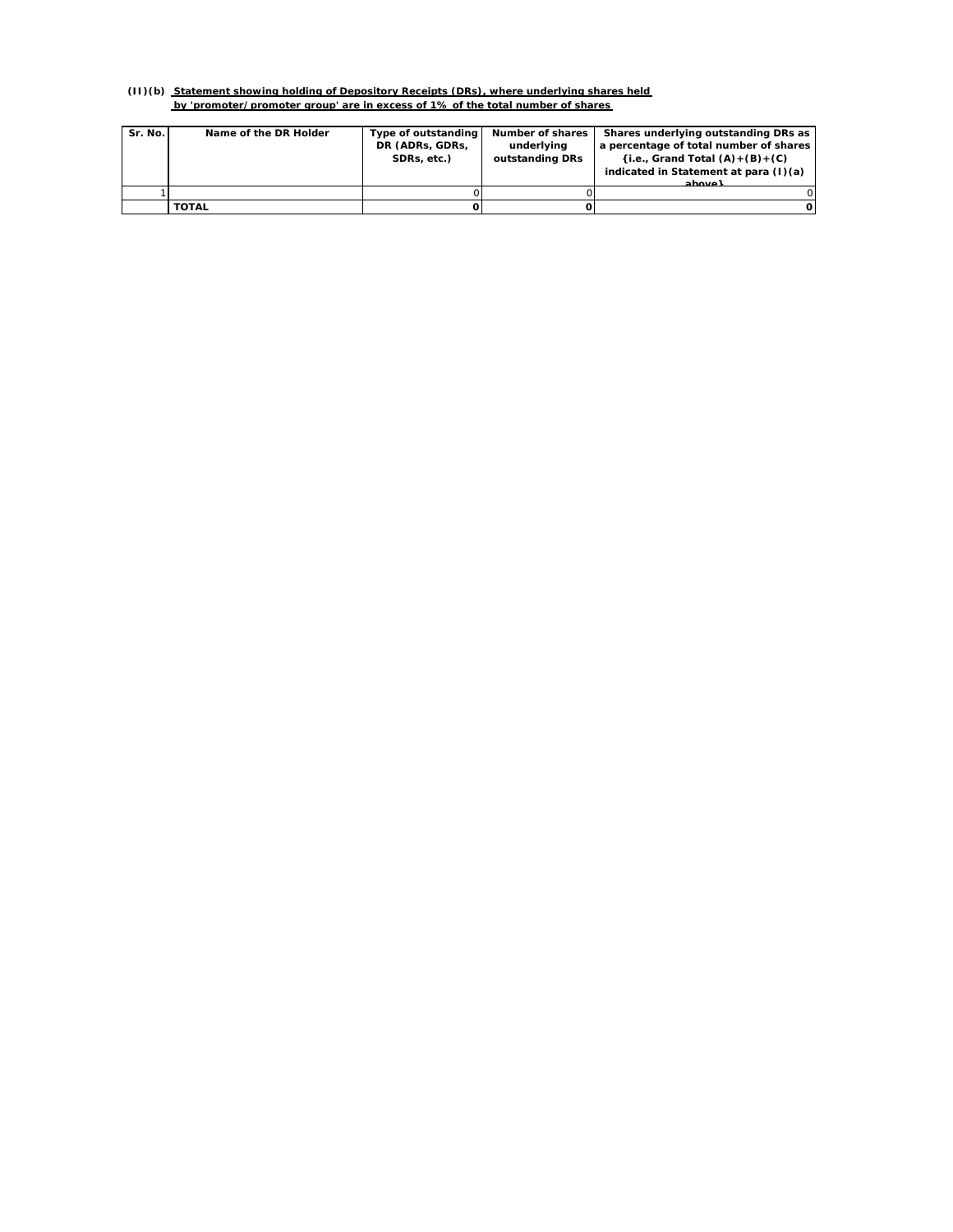**(II)(b) Statement showing holding of Depository Receipts (DRs), where underlying shares held by 'promoter/promoter group' are in excess of 1% of the total number of shares**

| Sr. No. | Name of the DR Holder | Type of outstanding DR (ADRs, GDRs, SDRs, etc.) | Number of shares underlying outstanding DRs | Shares underlying outstanding DRs as a percentage of total number of shares {i.e., Grand Total (A)+(B)+(C) indicated in Statement at para (I)(a) above} |
|---|---|---|---|---|
| 1 | | 0 | 0 | 0 |
| | **TOTAL** | **0** | **0** | **0** |